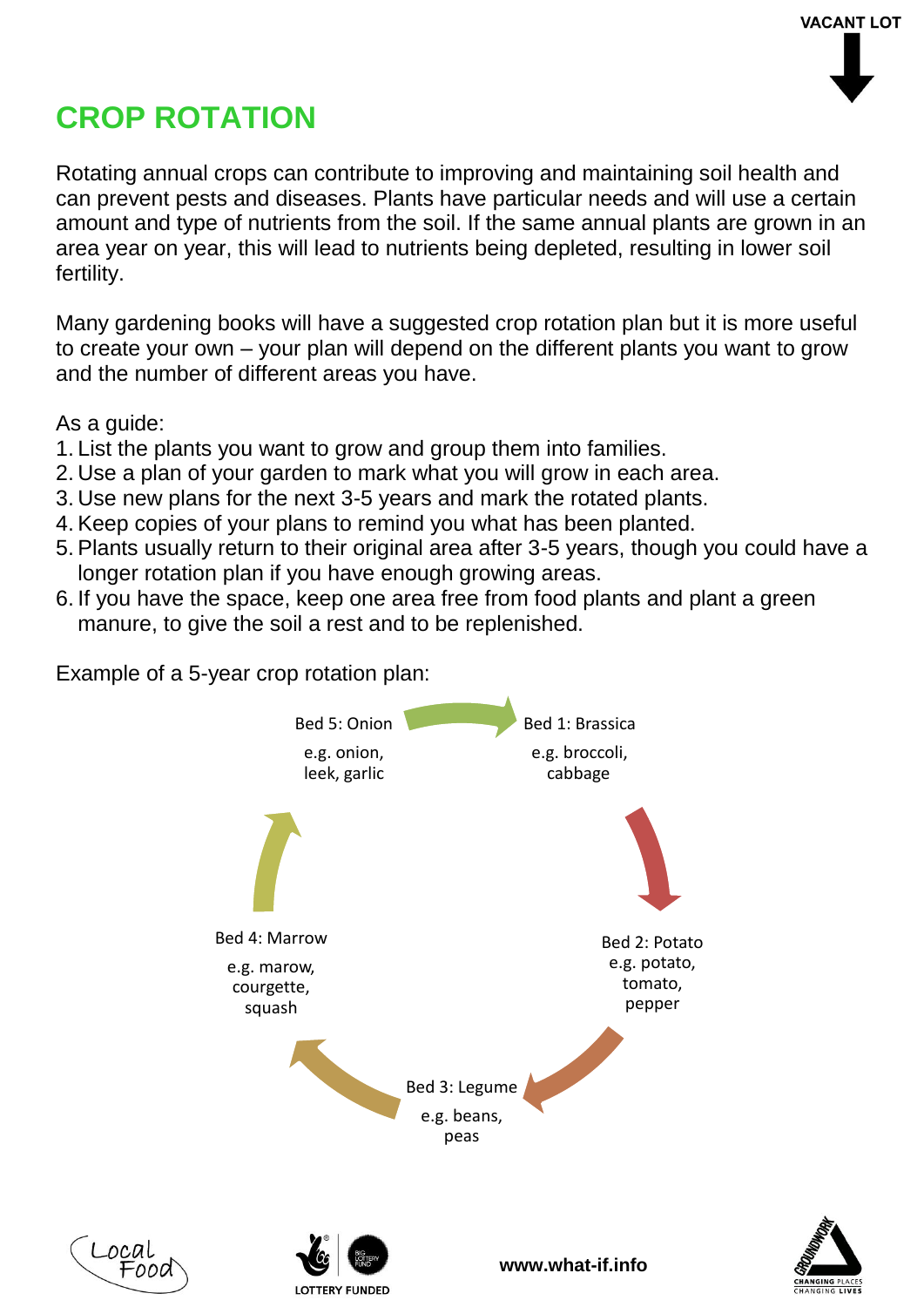VACANT LOT

# CROP ROTATION

Rotating annual crops can contribute to improving and maintaining soil health and can prevent pests and diseases. Plants have particular needs and will use a certain amount and type of nutrients from the soil. If the same annual plants are grown in an area year on year, this will lead to nutrients being depleted, resulting in lower soil fertility.

Many gardening books will have a suggested crop rotation plan but it is more useful to create your own – your plan will depend on the different plants you want to grow and the number of different areas you have.

As a guide:

1. List the plants you want to grow and group them into families.
2. Use a plan of your garden to mark what you will grow in each area.
3. Use new plans for the next 3-5 years and mark the rotated plants.
4. Keep copies of your plans to remind you what has been planted.
5. Plants usually return to their original area after 3-5 years, though you could have a longer rotation plan if you have enough growing areas.
6. If you have the space, keep one area free from food plants and plant a green manure, to give the soil a rest and to be replenished.

Example of a 5-year crop rotation plan:

Bed 1: Brassica
e.g. broccoli, cabbage

Bed 2: Potato
e.g. potato, tomato, pepper

Bed 3: Legume
e.g. beans, peas

Bed 4: Marrow
e.g. marow, courgette, squash

Bed 5: Onion
e.g. onion, leek, garlic

www.what-if.info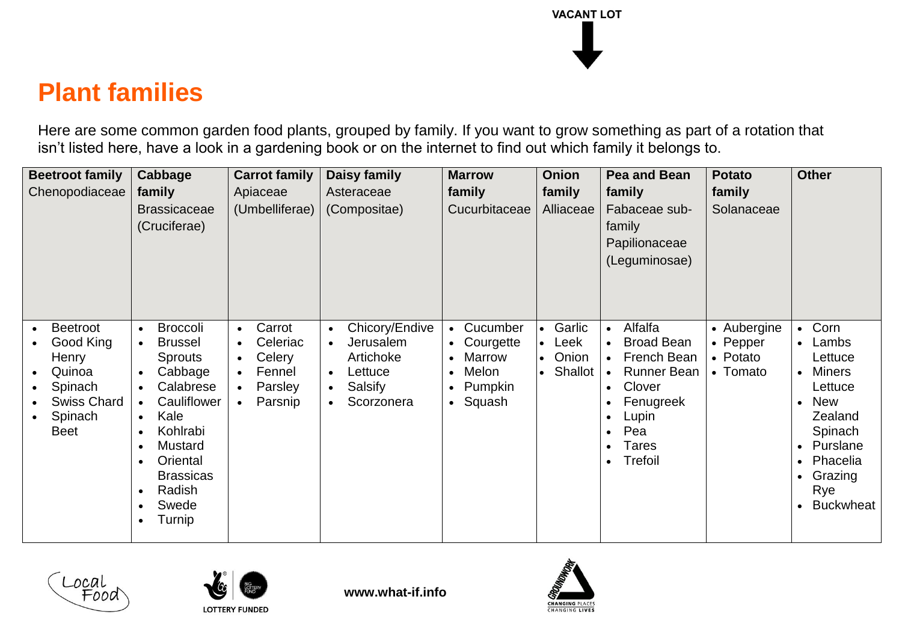VACANT LOT

# Plant families

Here are some common garden food plants, grouped by family. If you want to grow something as part of a rotation that isn't listed here, have a look in a gardening book or on the internet to find out which family it belongs to.

| **Beetroot family** Chenopodiaceae | **Cabbage family** Brassicaceae (Cruciferae) | **Carrot family** Apiaceae (Umbelliferae) | **Daisy family** Asteraceae (Compositae) | **Marrow family** Cucurbitaceae | **Onion family** Alliaceae | **Pea and Bean family** Fabaceae sub-family Papilionaceae (Leguminosae) | **Potato family** Solanaceae | **Other** |
|---|---|---|---|---|---|---|---|---|
| • Beetroot<br>• Good King Henry<br>• Quinoa<br>• Spinach<br>• Swiss Chard<br>• Spinach Beet | • Broccoli<br>• Brussel Sprouts<br>• Cabbage<br>• Calabrese<br>• Cauliflower<br>• Kale<br>• Kohlrabi<br>• Mustard<br>• Oriental Brassicas<br>• Radish<br>• Swede<br>• Turnip | • Carrot<br>• Celeriac<br>• Celery<br>• Fennel<br>• Parsley<br>• Parsnip | • Chicory/Endive<br>• Jerusalem Artichoke<br>• Lettuce<br>• Salsify<br>• Scorzonera | • Cucumber<br>• Courgette<br>• Marrow<br>• Melon<br>• Pumpkin<br>• Squash | • Garlic<br>• Leek<br>• Onion<br>• Shallot | • Alfalfa<br>• Broad Bean<br>• French Bean<br>• Runner Bean<br>• Clover<br>• Fenugreek<br>• Lupin<br>• Pea<br>• Tares<br>• Trefoil | • Aubergine<br>• Pepper<br>• Potato<br>• Tomato | • Corn<br>• Lambs Lettuce<br>• Miners Lettuce<br>• New Zealand Spinach<br>• Purslane<br>• Phacelia<br>• Grazing Rye<br>• Buckwheat |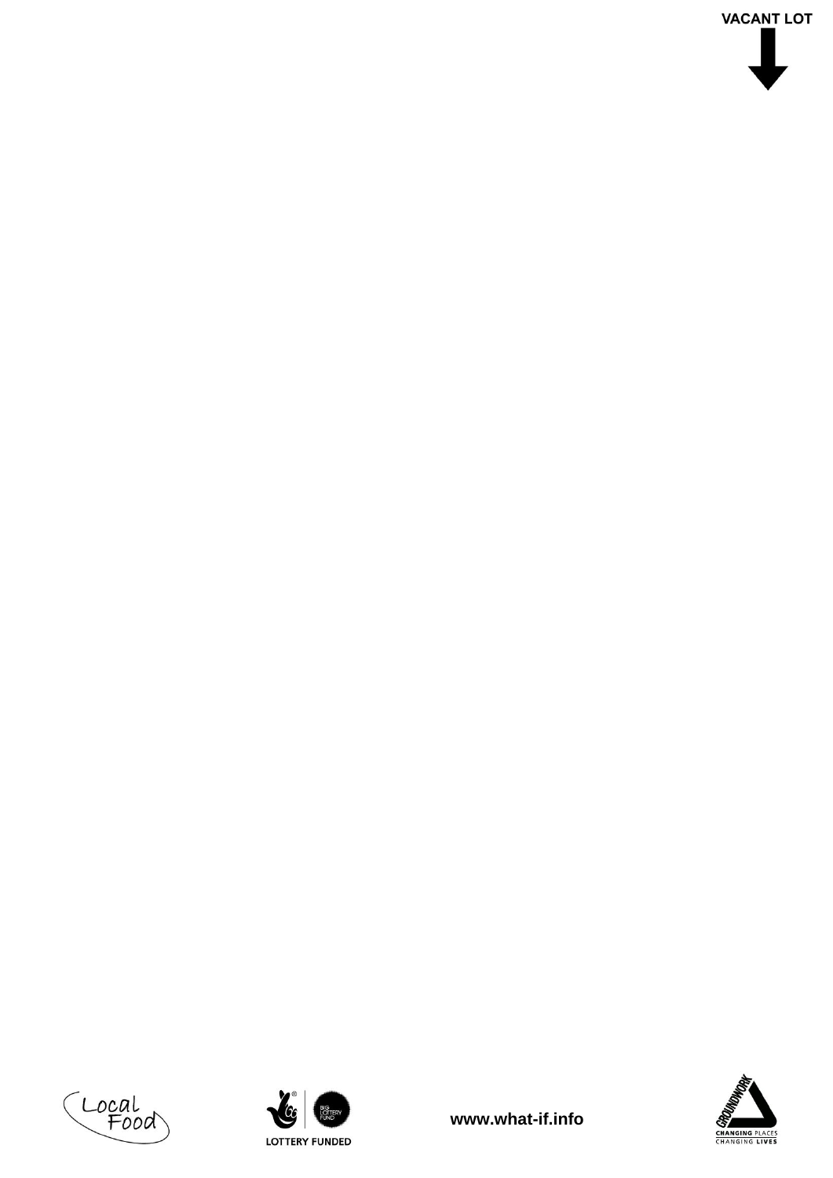**VACANT LOT**

Local Food

LOTTERY FUNDED

**www.what-if.info**

CHANGING PLACES CHANGING LIVES